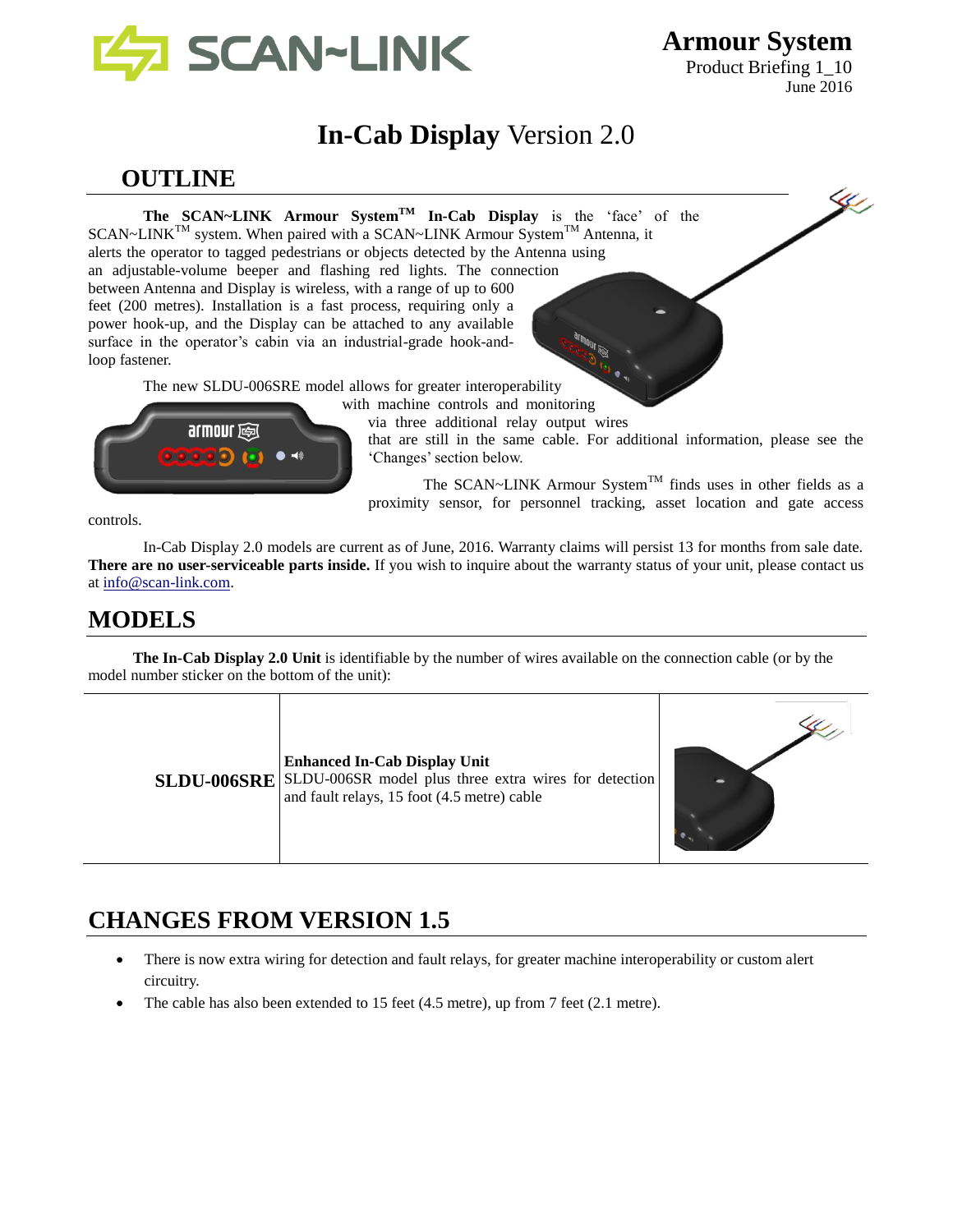# Armour System

Product Briefing 1_10
June 2016

# **In-Cab Display** Version 2.0

## OUTLINE

**The SCAN~LINK Armour System™ In-Cab Display** is the 'face' of the SCAN~LINK™ system. When paired with a SCAN~LINK Armour System™ Antenna, it alerts the operator to tagged pedestrians or objects detected by the Antenna using an adjustable-volume beeper and flashing red lights. The connection between Antenna and Display is wireless, with a range of up to 600 feet (200 metres). Installation is a fast process, requiring only a power hook-up, and the Display can be attached to any available surface in the operator's cabin via an industrial-grade hook-and-loop fastener.

The new SLDU-006SRE model allows for greater interoperability with machine controls and monitoring via three additional relay output wires that are still in the same cable. For additional information, please see the 'Changes' section below.

The SCAN~LINK Armour System™ finds uses in other fields as a proximity sensor, for personnel tracking, asset location and gate access controls.

In-Cab Display 2.0 models are current as of June, 2016. Warranty claims will persist 13 for months from sale date. **There are no user-serviceable parts inside.** If you wish to inquire about the warranty status of your unit, please contact us at info@scan-link.com.

## MODELS

**The In-Cab Display 2.0 Unit** is identifiable by the number of wires available on the connection cable (or by the model number sticker on the bottom of the unit):

| | | |
|---|---|---|
| **SLDU-006SRE** | **Enhanced In-Cab Display Unit**<br>SLDU-006SR model plus three extra wires for detection and fault relays, 15 foot (4.5 metre) cable | |

## CHANGES FROM VERSION 1.5

- There is now extra wiring for detection and fault relays, for greater machine interoperability or custom alert circuitry.
- The cable has also been extended to 15 feet (4.5 metre), up from 7 feet (2.1 metre).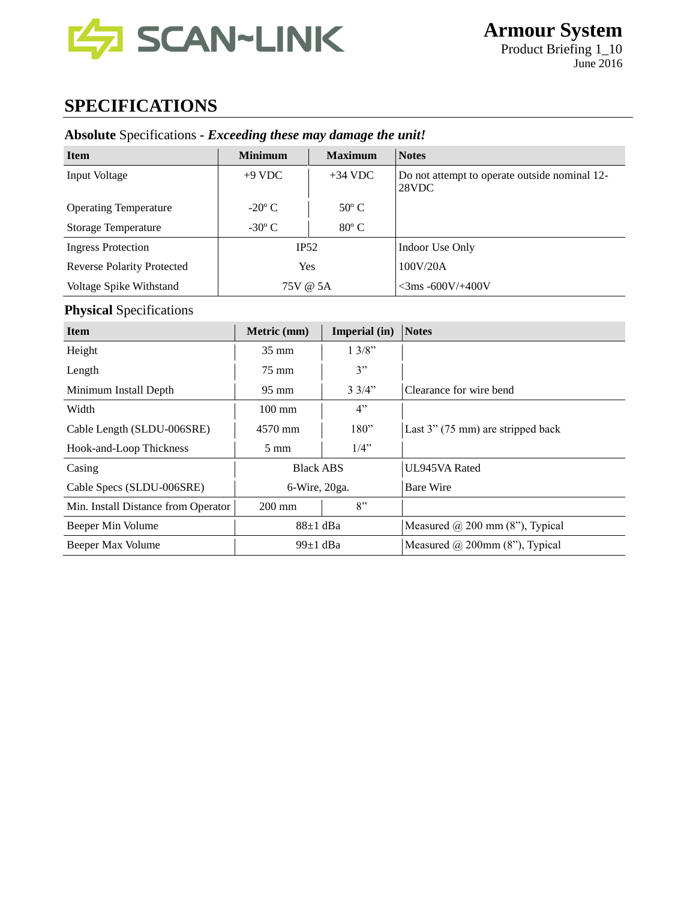## SPECIFICATIONS

### **Absolute** Specifications - ***Exceeding these may damage the unit!***

| Item | Minimum | Maximum | Notes |
|---|---|---|---|
| Input Voltage | +9 VDC | +34 VDC | Do not attempt to operate outside nominal 12-28VDC |
| Operating Temperature | -20º C | 50º C | |
| Storage Temperature | -30º C | 80º C | |
| Ingress Protection | IP52 | | Indoor Use Only |
| Reverse Polarity Protected | Yes | | 100V/20A |
| Voltage Spike Withstand | 75V @ 5A | | <3ms -600V/+400V |

### **Physical** Specifications

| Item | Metric (mm) | Imperial (in) | Notes |
|---|---|---|---|
| Height | 35 mm | 1 3/8" | |
| Length | 75 mm | 3" | |
| Minimum Install Depth | 95 mm | 3 3/4" | Clearance for wire bend |
| Width | 100 mm | 4" | |
| Cable Length (SLDU-006SRE) | 4570 mm | 180" | Last 3" (75 mm) are stripped back |
| Hook-and-Loop Thickness | 5 mm | 1/4" | |
| Casing | Black ABS | | UL945VA Rated |
| Cable Specs (SLDU-006SRE) | 6-Wire, 20ga. | | Bare Wire |
| Min. Install Distance from Operator | 200 mm | 8" | |
| Beeper Min Volume | 88±1 dBa | | Measured @ 200 mm (8"), Typical |
| Beeper Max Volume | 99±1 dBa | | Measured @ 200mm (8"), Typical |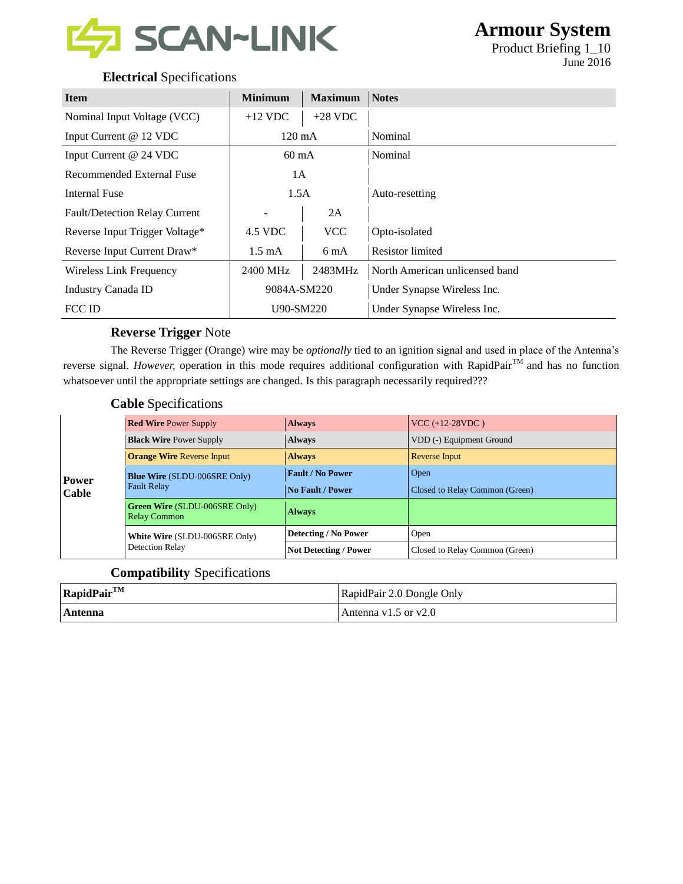# Armour System

Product Briefing 1_10
June 2016

## **Electrical** Specifications

| Item | Minimum | Maximum | Notes |
|---|---|---|---|
| Nominal Input Voltage (VCC) | +12 VDC | +28 VDC | |
| Input Current @ 12 VDC | 120 mA | | Nominal |
| Input Current @ 24 VDC | 60 mA | | Nominal |
| Recommended External Fuse | 1A | | |
| Internal Fuse | 1.5A | | Auto-resetting |
| Fault/Detection Relay Current | - | 2A | |
| Reverse Input Trigger Voltage* | 4.5 VDC | VCC | Opto-isolated |
| Reverse Input Current Draw* | 1.5 mA | 6 mA | Resistor limited |
| Wireless Link Frequency | 2400 MHz | 2483MHz | North American unlicensed band |
| Industry Canada ID | 9084A-SM220 | | Under Synapse Wireless Inc. |
| FCC ID | U90-SM220 | | Under Synapse Wireless Inc. |

### **Reverse Trigger** Note

The Reverse Trigger (Orange) wire may be *optionally* tied to an ignition signal and used in place of the Antenna's reverse signal. *However,* operation in this mode requires additional configuration with RapidPair™ and has no function whatsoever until the appropriate settings are changed. Is this paragraph necessarily required???

### **Cable** Specifications

| | Wire | Condition | State |
|---|---|---|---|
| **Power Cable** | **Red Wire** Power Supply | **Always** | VCC (+12-28VDC ) |
| | **Black Wire** Power Supply | **Always** | VDD (-) Equipment Ground |
| | **Orange Wire** Reverse Input | **Always** | Reverse Input |
| | **Blue Wire** (SLDU-006SRE Only) Fault Relay | **Fault / No Power** | Open |
| | | **No Fault / Power** | Closed to Relay Common (Green) |
| | **Green Wire** (SLDU-006SRE Only) Relay Common | **Always** | |
| | **White Wire** (SLDU-006SRE Only) Detection Relay | **Detecting / No Power** | Open |
| | | **Not Detecting / Power** | Closed to Relay Common (Green) |

### **Compatibility** Specifications

| | |
|---|---|
| **RapidPair™** | RapidPair 2.0 Dongle Only |
| **Antenna** | Antenna v1.5 or v2.0 |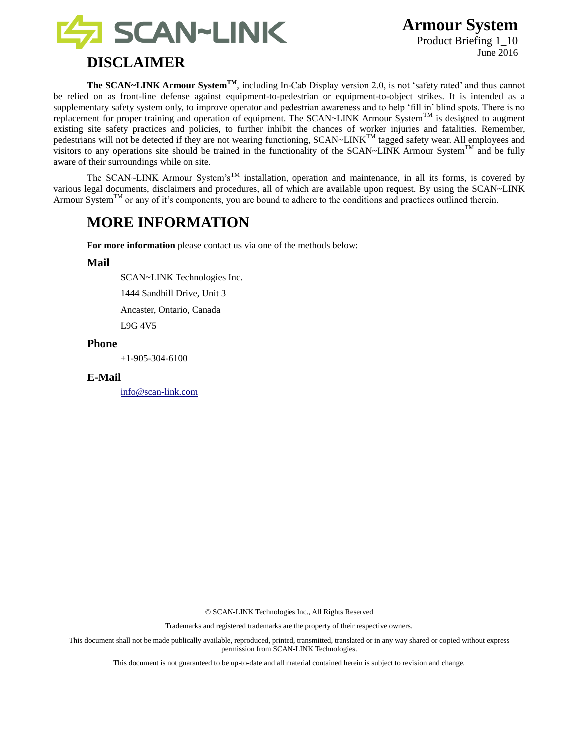# DISCLAIMER

**The SCAN~LINK Armour System™**, including In-Cab Display version 2.0, is not 'safety rated' and thus cannot be relied on as front-line defense against equipment-to-pedestrian or equipment-to-object strikes. It is intended as a supplementary safety system only, to improve operator and pedestrian awareness and to help 'fill in' blind spots. There is no replacement for proper training and operation of equipment. The SCAN~LINK Armour System™ is designed to augment existing site safety practices and policies, to further inhibit the chances of worker injuries and fatalities. Remember, pedestrians will not be detected if they are not wearing functioning, SCAN~LINK™ tagged safety wear. All employees and visitors to any operations site should be trained in the functionality of the SCAN~LINK Armour System™ and be fully aware of their surroundings while on site.

The SCAN~LINK Armour System's™ installation, operation and maintenance, in all its forms, is covered by various legal documents, disclaimers and procedures, all of which are available upon request. By using the SCAN~LINK Armour System™ or any of it's components, you are bound to adhere to the conditions and practices outlined therein.

# MORE INFORMATION

**For more information** please contact us via one of the methods below:

### Mail

SCAN~LINK Technologies Inc.

1444 Sandhill Drive, Unit 3

Ancaster, Ontario, Canada

L9G 4V5

### Phone

+1-905-304-6100

### E-Mail

info@scan-link.com

© SCAN-LINK Technologies Inc., All Rights Reserved

Trademarks and registered trademarks are the property of their respective owners.

This document shall not be made publically available, reproduced, printed, transmitted, translated or in any way shared or copied without express permission from SCAN-LINK Technologies.

This document is not guaranteed to be up-to-date and all material contained herein is subject to revision and change.